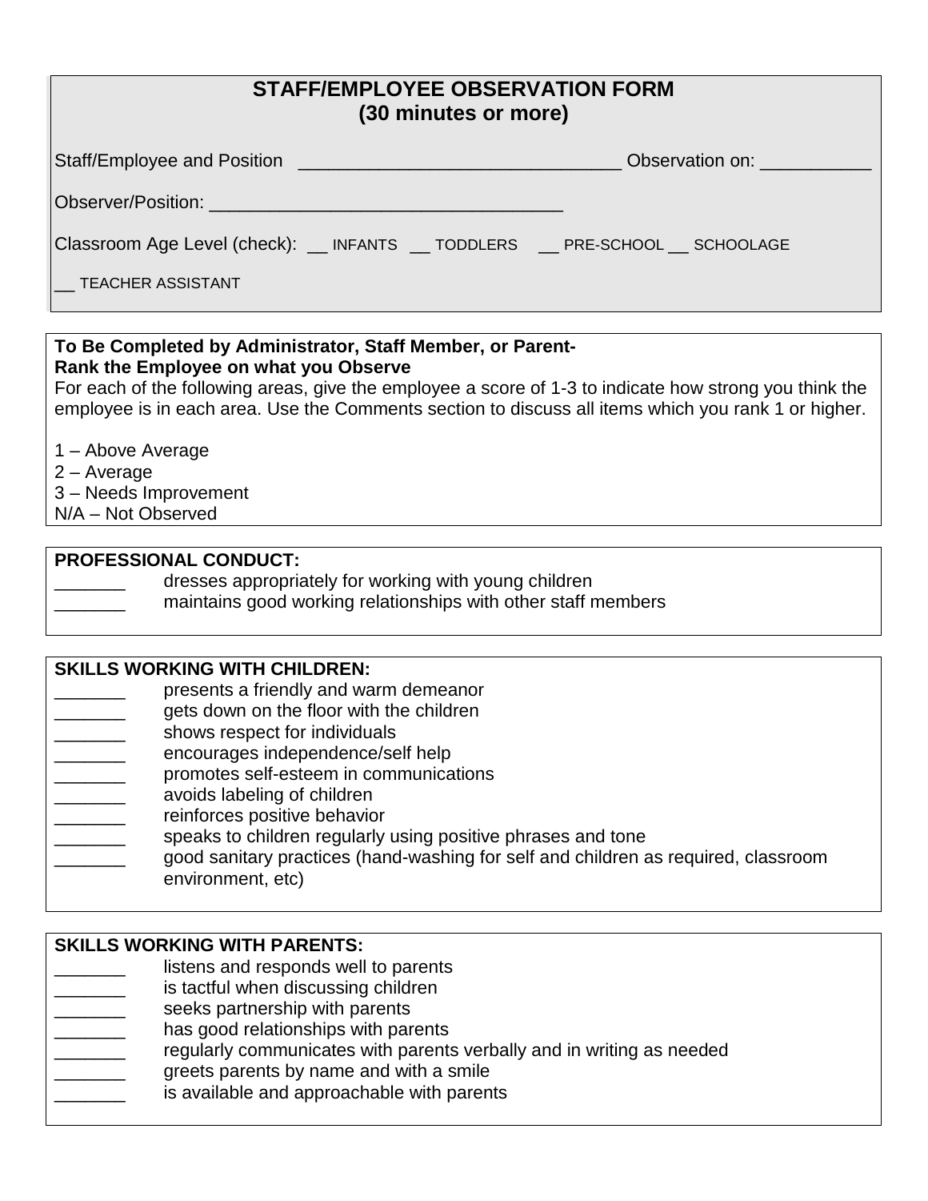## STAFF/EMPLOYEE OBSERVATION FORM
## (30 minutes or more)

Staff/Employee and Position _______________________________ Observation on: ___________

Observer/Position: __________________________________

Classroom Age Level (check): __ INFANTS __ TODDLERS __ PRE-SCHOOL __ SCHOOLAGE

__ TEACHER ASSISTANT

**To Be Completed by Administrator, Staff Member, or Parent-**
**Rank the Employee on what you Observe**
For each of the following areas, give the employee a score of 1-3 to indicate how strong you think the employee is in each area. Use the Comments section to discuss all items which you rank 1 or higher.

1 – Above Average
2 – Average
3 – Needs Improvement
N/A – Not Observed

**PROFESSIONAL CONDUCT:**

_______ dresses appropriately for working with young children
_______ maintains good working relationships with other staff members

**SKILLS WORKING WITH CHILDREN:**

_______ presents a friendly and warm demeanor
_______ gets down on the floor with the children
_______ shows respect for individuals
_______ encourages independence/self help
_______ promotes self-esteem in communications
_______ avoids labeling of children
_______ reinforces positive behavior
_______ speaks to children regularly using positive phrases and tone
_______ good sanitary practices (hand-washing for self and children as required, classroom environment, etc)

**SKILLS WORKING WITH PARENTS:**

_______ listens and responds well to parents
_______ is tactful when discussing children
_______ seeks partnership with parents
_______ has good relationships with parents
_______ regularly communicates with parents verbally and in writing as needed
_______ greets parents by name and with a smile
_______ is available and approachable with parents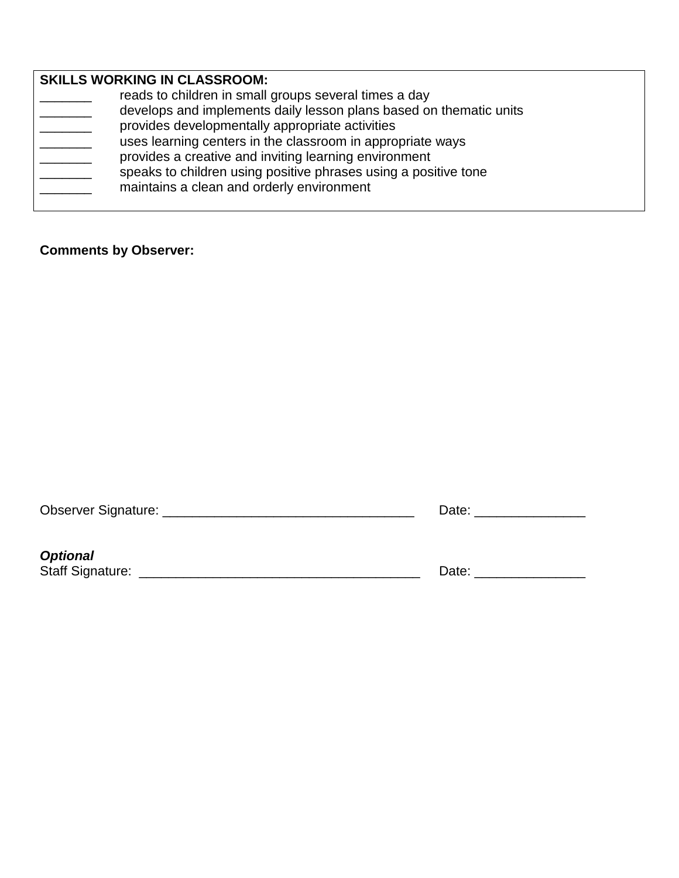**SKILLS WORKING IN CLASSROOM:**

_______ reads to children in small groups several times a day
_______ develops and implements daily lesson plans based on thematic units
_______ provides developmentally appropriate activities
_______ uses learning centers in the classroom in appropriate ways
_______ provides a creative and inviting learning environment
_______ speaks to children using positive phrases using a positive tone
_______ maintains a clean and orderly environment

**Comments by Observer:**

Observer Signature: __________________________________ Date: _______________

***Optional***
Staff Signature: ______________________________________ Date: _______________